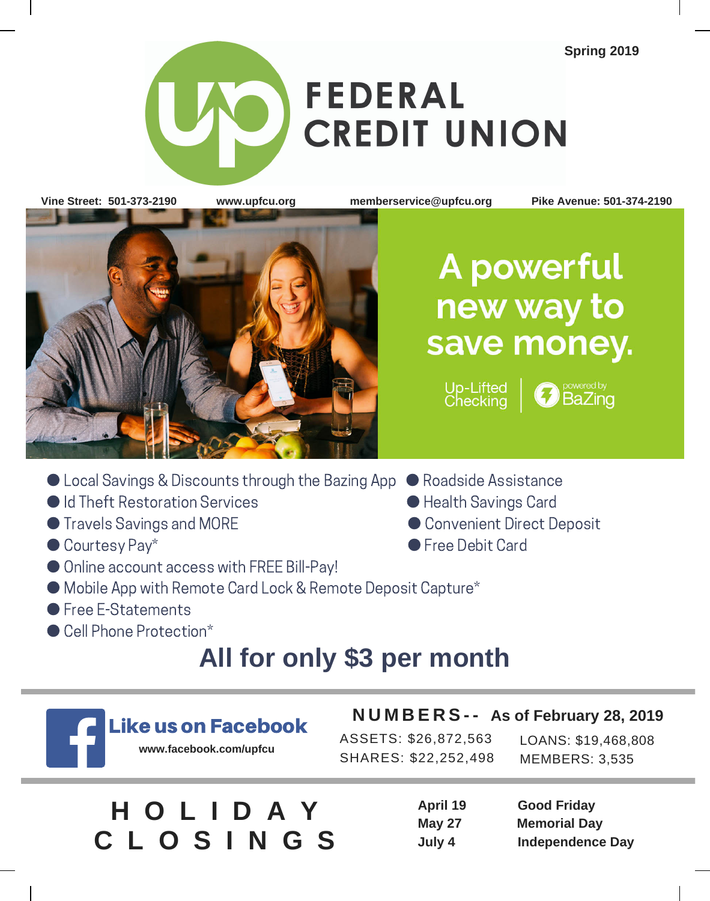Spring 2019

# FEDERAL CREDIT UNION

Vine Street: 501-373-2190 | www.upfcu.org | memberservice@upfcu.org | Pike Avenue: 501-374-2190

## A powerful new way to save money.

Up-Lifted Checking | powered by BaZing

- Local Savings & Discounts through the Bazing App
- Id Theft Restoration Services
- Travels Savings and MORE
- Courtesy Pay*
- Online account access with FREE Bill-Pay!
- Mobile App with Remote Card Lock & Remote Deposit Capture*
- Free E-Statements
- Cell Phone Protection*
- Roadside Assistance
- Health Savings Card
- Convenient Direct Deposit
- Free Debit Card

## All for only $3 per month

**Like us on Facebook**
**www.facebook.com/upfcu**

**NUMBERS-- As of February 28, 2019**

ASSETS: $26,872,563
SHARES: $22,252,498
LOANS: $19,468,808
MEMBERS: 3,535

## HOLIDAY CLOSINGS

| | |
|---|---|
| **April 19** | **Good Friday** |
| **May 27** | **Memorial Day** |
| **July 4** | **Independence Day** |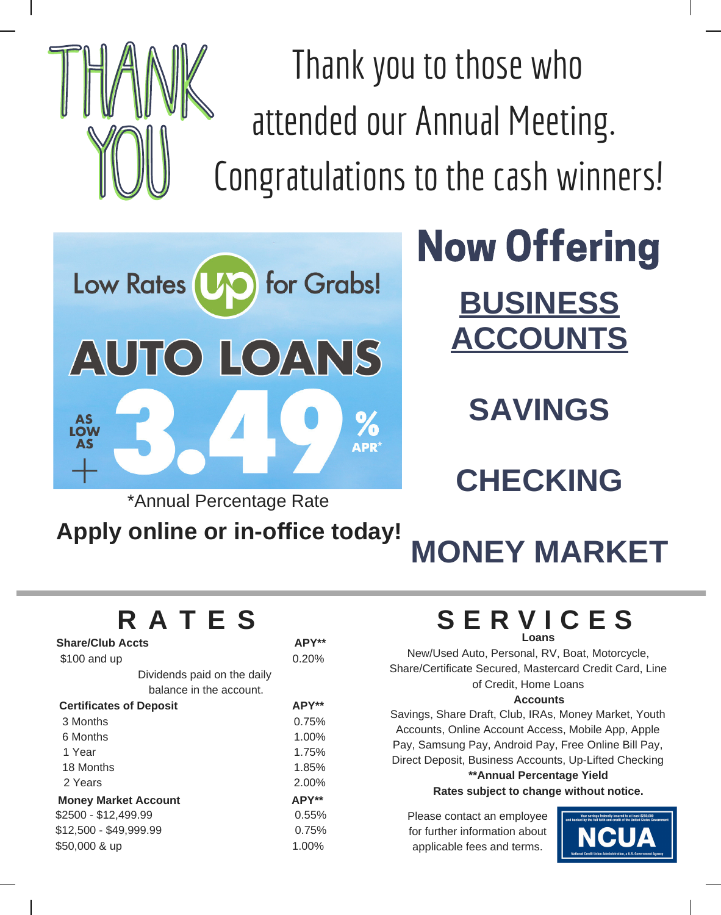# THANK YOU

Thank you to those who attended our Annual Meeting. Congratulations to the cash winners!

Low Rates up for Grabs!

**AUTO LOANS**

AS LOW AS 3.49% APR*

*Annual Percentage Rate

**Apply online or in-office today!**

# Now Offering

**BUSINESS ACCOUNTS**

**SAVINGS**

**CHECKING**

**MONEY MARKET**

## RATES

| **Share/Club Accts** | **APY\*\*** |
|---|---|
| $100 and up | 0.20% |
| Dividends paid on the daily balance in the account. | |
| **Certificates of Deposit** | **APY\*\*** |
| 3 Months | 0.75% |
| 6 Months | 1.00% |
| 1 Year | 1.75% |
| 18 Months | 1.85% |
| 2 Years | 2.00% |
| **Money Market Account** | **APY\*\*** |
| $2500 - $12,499.99 | 0.55% |
| $12,500 - $49,999.99 | 0.75% |
| $50,000 & up | 1.00% |

## SERVICES

**Loans**

New/Used Auto, Personal, RV, Boat, Motorcycle, Share/Certificate Secured, Mastercard Credit Card, Line of Credit, Home Loans

**Accounts**

Savings, Share Draft, Club, IRAs, Money Market, Youth Accounts, Online Account Access, Mobile App, Apple Pay, Samsung Pay, Android Pay, Free Online Bill Pay, Direct Deposit, Business Accounts, Up-Lifted Checking

****Annual Percentage Yield**

**Rates subject to change without notice.**

Please contact an employee for further information about applicable fees and terms.

Your savings federally insured to at least $250,000 and backed by the full faith and credit of the United States Government
NCUA
National Credit Union Administration, a U.S. Government Agency